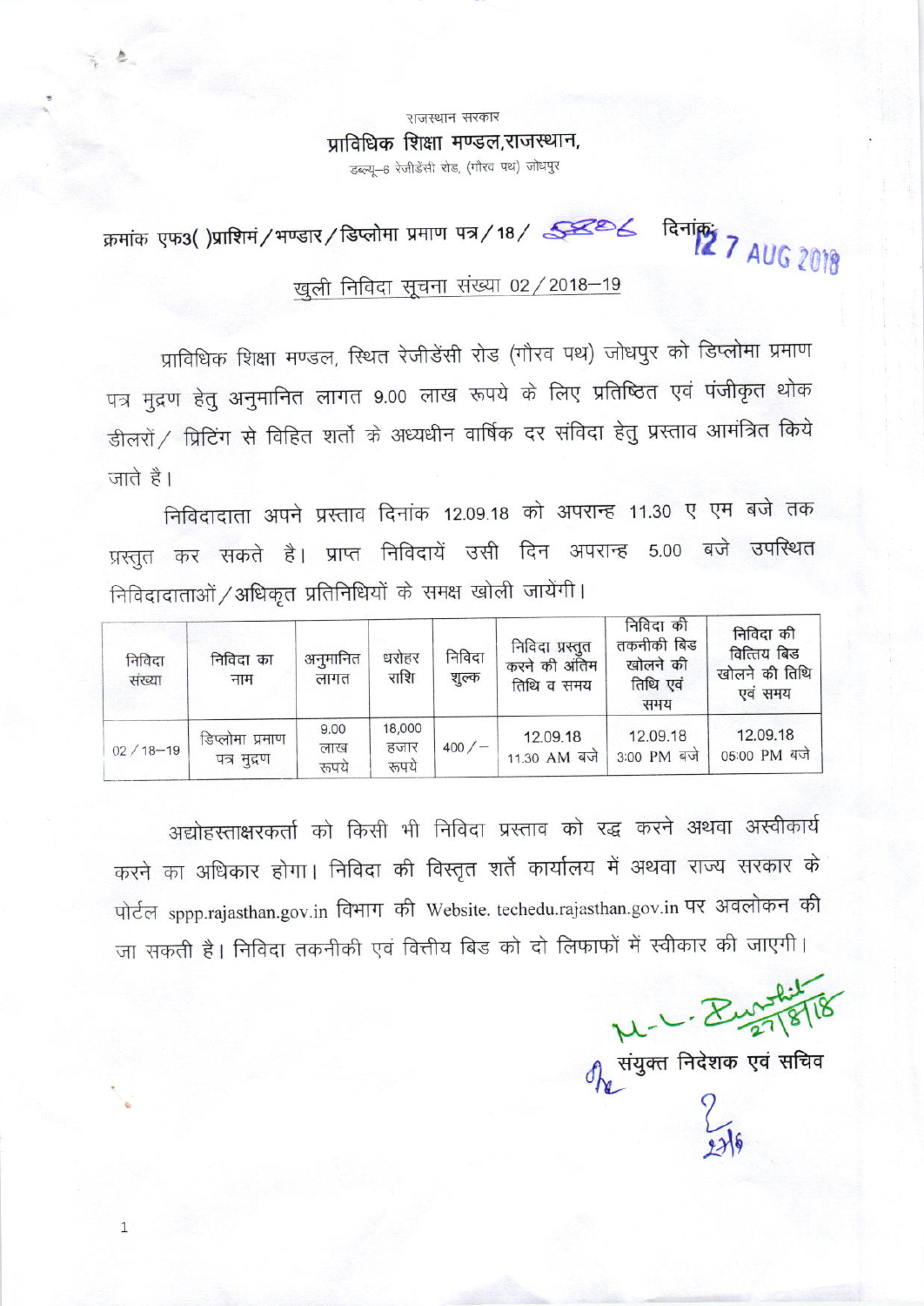राजस्थान सरकार

**प्राविधिक शिक्षा मण्डल,राजस्थान,**

डब्ल्यू–6 रेजीडेंसी रोड, (गौरव पथ) जोधपुर

क्रमांक एफ3( )प्राशिमं/भण्डार/डिप्लोमा प्रमाण पत्र/18/ 5806 दिनांक: 27 AUG 2018

खुली निविदा सूचना संख्या 02/2018–19

प्राविधिक शिक्षा मण्डल, स्थित रेजीडेंसी रोड (गौरव पथ) जोधपुर को डिप्लोमा प्रमाण पत्र मुद्रण हेतु अनुमानित लागत 9.00 लाख रूपये के लिए प्रतिष्ठित एवं पंजीकृत थोक डीलरों/ प्रिंटिंग से विहित शर्तो के अध्यधीन वार्षिक दर संविदा हेतु प्रस्ताव आमंत्रित किये जाते है।

निविदादाता अपने प्रस्ताव दिनांक 12.09.18 को अपरान्ह 11.30 ए एम बजे तक प्रस्तुत कर सकते है। प्राप्त निविदायें उसी दिन अपरान्ह 5.00 बजे उपस्थित निविदादाताओं/अधिकृत प्रतिनिधियों के समक्ष खोली जायेंगी।

| निविदा संख्या | निविदा का नाम | अनुमानित लागत | धरोहर राशि | निविदा शुल्क | निविदा प्रस्तुत करने की अंतिम तिथि व समय | निविदा की तकनीकी बिड खोलने की तिथि एवं समय | निविदा की वित्तिय बिड खोलने की तिथि एवं समय |
|---|---|---|---|---|---|---|---|
| 02/18–19 | डिप्लोमा प्रमाण पत्र मुद्रण | 9.00 लाख रूपये | 18,000 हजार रूपये | 400/– | 12.09.18 11.30 AM बजे | 12.09.18 3:00 PM बजे | 12.09.18 05:00 PM बजे |

अद्योहस्ताक्षरकर्ता को किसी भी निविदा प्रस्ताव को रद्ध करने अथवा अस्वीकार्य करने का अधिकार होगा। निविदा की विस्तृत शर्ते कार्यालय में अथवा राज्य सरकार के पोर्टल sppp.rajasthan.gov.in विभाग की Website. techedu.rajasthan.gov.in पर अवलोकन की जा सकती है। निविदा तकनीकी एवं वित्तीय बिड को दो लिफाफों में स्वीकार की जाएगी।

M.L. Purohit 27/8/18

संयुक्त निदेशक एवं सचिव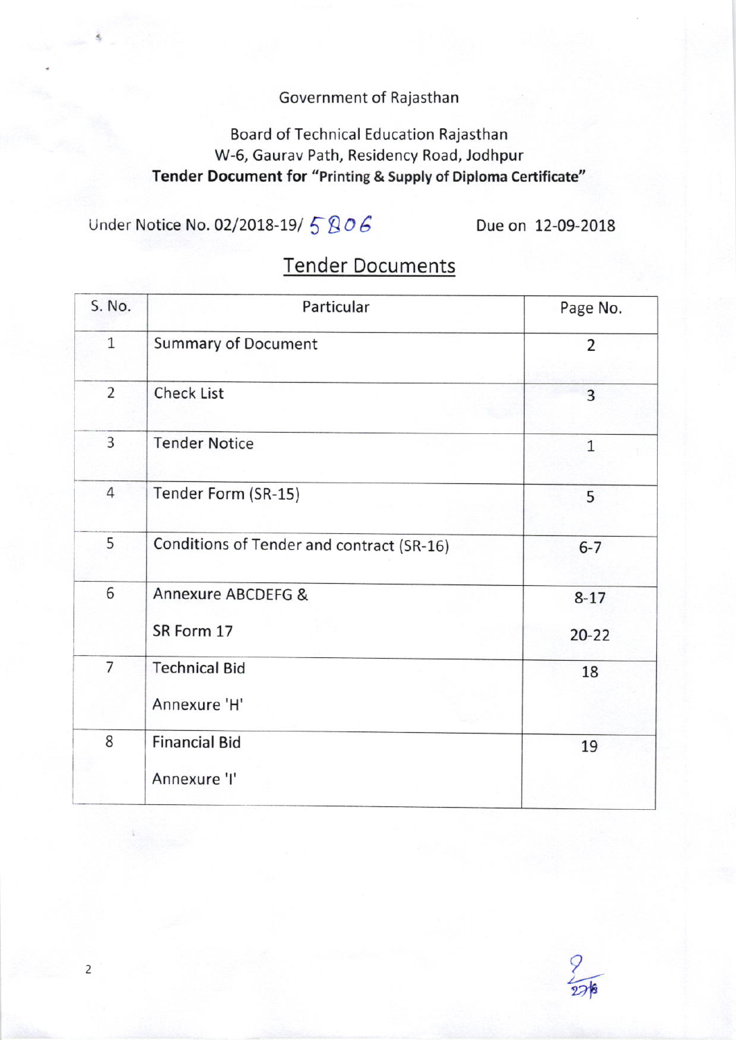Government of Rajasthan

Board of Technical Education Rajasthan
W-6, Gaurav Path, Residency Road, Jodhpur
**Tender Document for "Printing & Supply of Diploma Certificate"**

Under Notice No. 02/2018-19/ 5806 Due on 12-09-2018

## Tender Documents

| S. No. | Particular | Page No. |
|---|---|---|
| 1 | Summary of Document | 2 |
| 2 | Check List | 3 |
| 3 | Tender Notice | 1 |
| 4 | Tender Form (SR-15) | 5 |
| 5 | Conditions of Tender and contract (SR-16) | 6-7 |
| 6 | Annexure ABCDEFG & <br> SR Form 17 | 8-17 <br> 20-22 |
| 7 | Technical Bid <br> Annexure 'H' | 18 |
| 8 | Financial Bid <br> Annexure 'I' | 19 |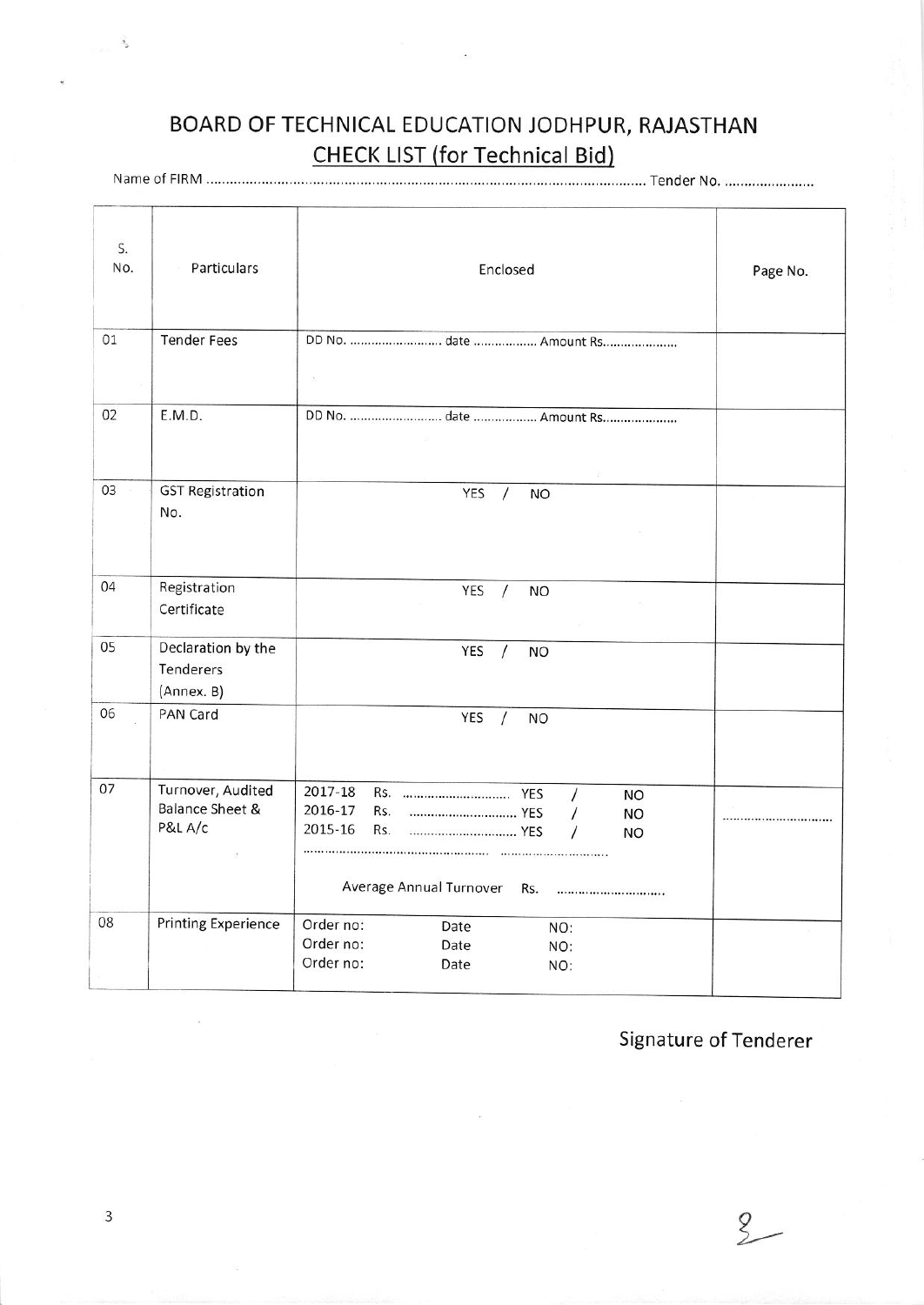# BOARD OF TECHNICAL EDUCATION JODHPUR, RAJASTHAN

## CHECK LIST (for Technical Bid)

Name of FIRM .......................................................................................................... Tender No. .......................

| S. No. | Particulars | Enclosed | Page No. |
|---|---|---|---|
| 01 | Tender Fees | DD No. ......................... date ................. Amount Rs.................... | |
| 02 | E.M.D. | DD No. ......................... date ................. Amount Rs.................... | |
| 03 | GST Registration No. | YES / NO | |
| 04 | Registration Certificate | YES / NO | |
| 05 | Declaration by the Tenderers (Annex. B) | YES / NO | |
| 06 | PAN Card | YES / NO | |
| 07 | Turnover, Audited Balance Sheet & P&L A/c | 2017-18 Rs. .............................. YES / NO<br>2016-17 Rs. .............................. YES / NO<br>2015-16 Rs. .............................. YES / NO<br>..................................................... ..............................<br>Average Annual Turnover Rs. .............................. | .............................. |
| 08 | Printing Experience | Order no: Date NO:<br>Order no: Date NO:<br>Order no: Date NO: | |

Signature of Tenderer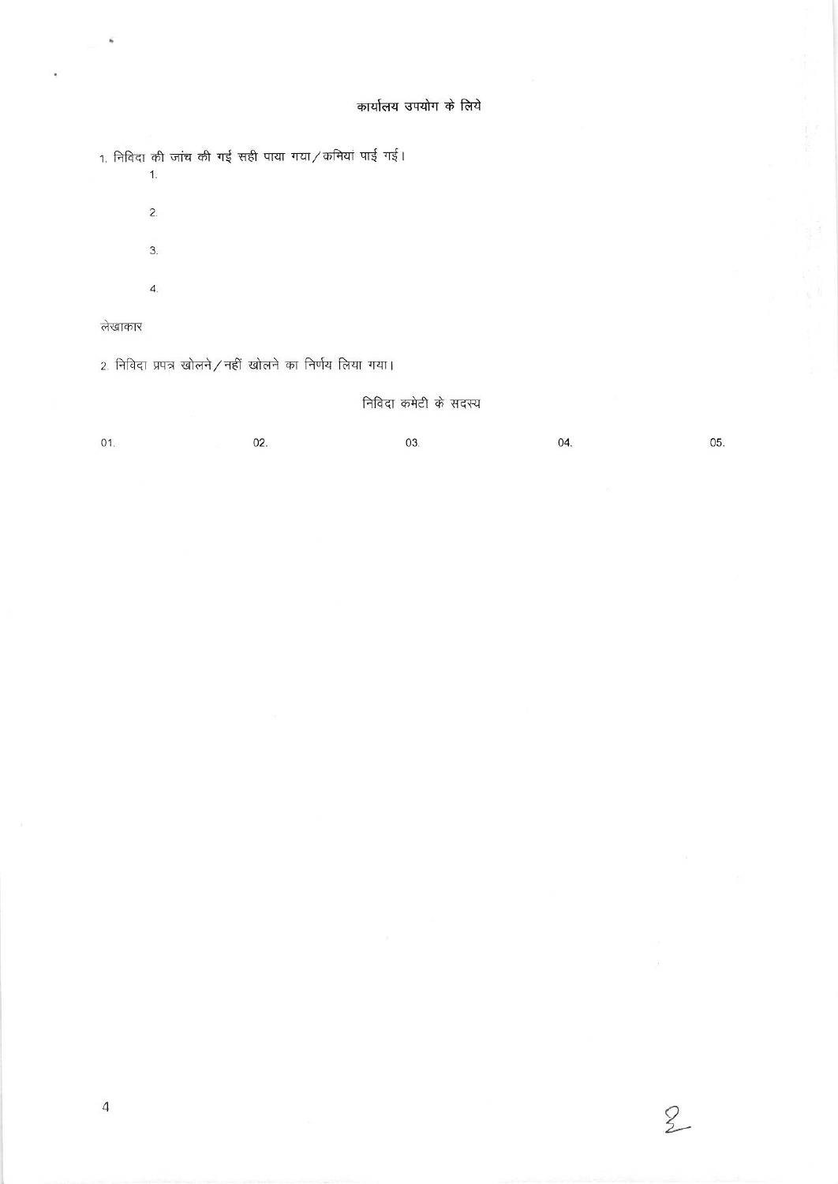## कार्यालय उपयोग के लिये

1. निविदा की जांच की गई सही पाया गया/कमियां पाई गई।
   1.
   2.
   3.
   4.

लेखाकार

2. निविदा प्रपत्र खोलने/नहीं खोलने का निर्णय लिया गया।

निविदा कमेटी के सदस्य

01. 02. 03. 04. 05.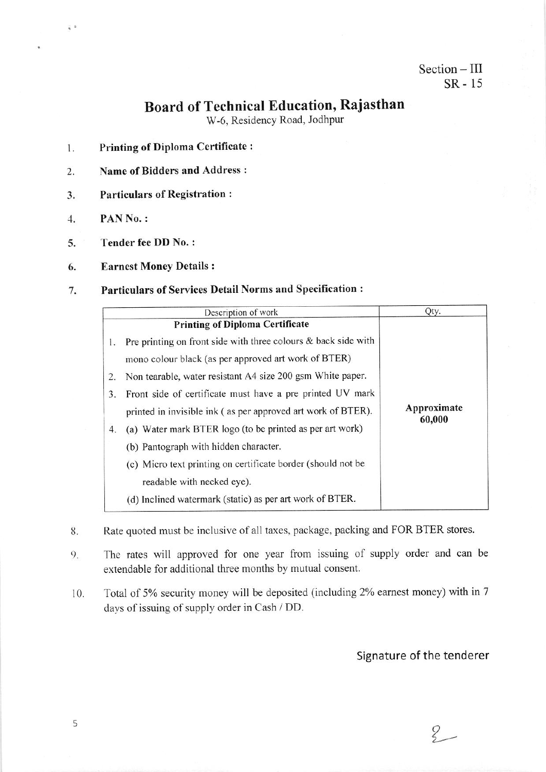Section – III
SR - 15

# Board of Technical Education, Rajasthan

W-6, Residency Road, Jodhpur

1. **Printing of Diploma Certificate :**
2. **Name of Bidders and Address :**
3. **Particulars of Registration :**
4. **PAN No. :**
5. **Tender fee DD No. :**
6. **Earnest Money Details :**
7. **Particulars of Services Detail Norms and Specification :**

| Description of work | Qty. |
|---|---|
| **Printing of Diploma Certificate**<br>1. Pre printing on front side with three colours & back side with mono colour black (as per approved art work of BTER)<br>2. Non tearable, water resistant A4 size 200 gsm White paper.<br>3. Front side of certificate must have a pre printed UV mark printed in invisible ink ( as per approved art work of BTER).<br>4. (a) Water mark BTER logo (to be printed as per art work)<br>(b) Pantograph with hidden character.<br>(c) Micro text printing on certificate border (should not be readable with necked eye).<br>(d) Inclined watermark (static) as per art work of BTER. | **Approximate 60,000** |

8. Rate quoted must be inclusive of all taxes, package, packing and FOR BTER stores.
9. The rates will approved for one year from issuing of supply order and can be extendable for additional three months by mutual consent.
10. Total of 5% security money will be deposited (including 2% earnest money) with in 7 days of issuing of supply order in Cash / DD.

Signature of the tenderer